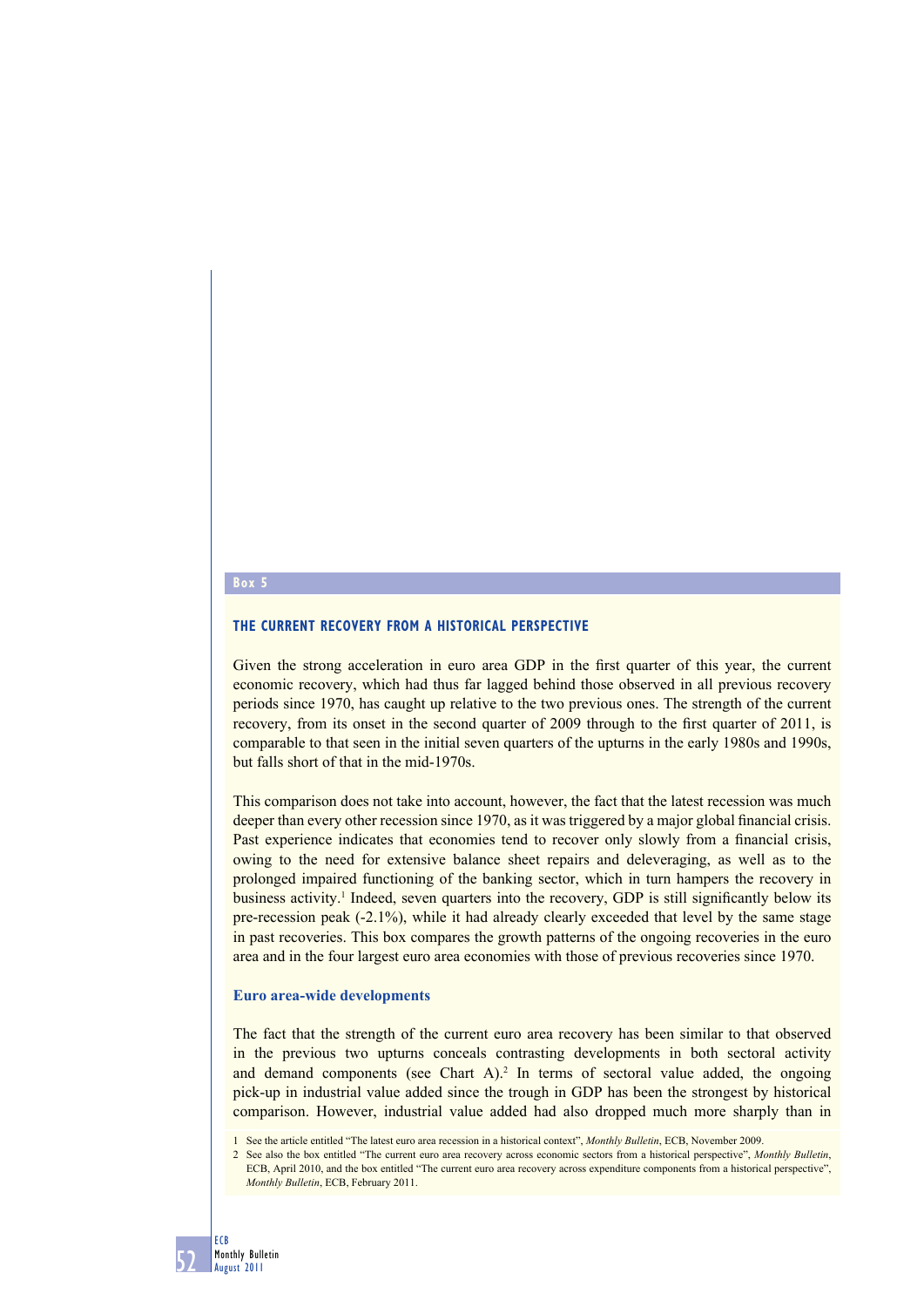**Box 5**

### THE CURRENT RECOVERY FROM A HISTORICAL PERSPECTIVE

Given the strong acceleration in euro area GDP in the first quarter of this year, the current economic recovery, which had thus far lagged behind those observed in all previous recovery periods since 1970, has caught up relative to the two previous ones. The strength of the current recovery, from its onset in the second quarter of 2009 through to the first quarter of 2011, is comparable to that seen in the initial seven quarters of the upturns in the early 1980s and 1990s, but falls short of that in the mid-1970s.

This comparison does not take into account, however, the fact that the latest recession was much deeper than every other recession since 1970, as it was triggered by a major global financial crisis. Past experience indicates that economies tend to recover only slowly from a financial crisis, owing to the need for extensive balance sheet repairs and deleveraging, as well as to the prolonged impaired functioning of the banking sector, which in turn hampers the recovery in business activity.[1] Indeed, seven quarters into the recovery, GDP is still significantly below its pre-recession peak (-2.1%), while it had already clearly exceeded that level by the same stage in past recoveries. This box compares the growth patterns of the ongoing recoveries in the euro area and in the four largest euro area economies with those of previous recoveries since 1970.

#### Euro area-wide developments

The fact that the strength of the current euro area recovery has been similar to that observed in the previous two upturns conceals contrasting developments in both sectoral activity and demand components (see Chart A).[2] In terms of sectoral value added, the ongoing pick-up in industrial value added since the trough in GDP has been the strongest by historical comparison. However, industrial value added had also dropped much more sharply than in

1 See the article entitled "The latest euro area recession in a historical context", *Monthly Bulletin*, ECB, November 2009.

2 See also the box entitled "The current euro area recovery across economic sectors from a historical perspective", *Monthly Bulletin*, ECB, April 2010, and the box entitled "The current euro area recovery across expenditure components from a historical perspective", *Monthly Bulletin*, ECB, February 2011.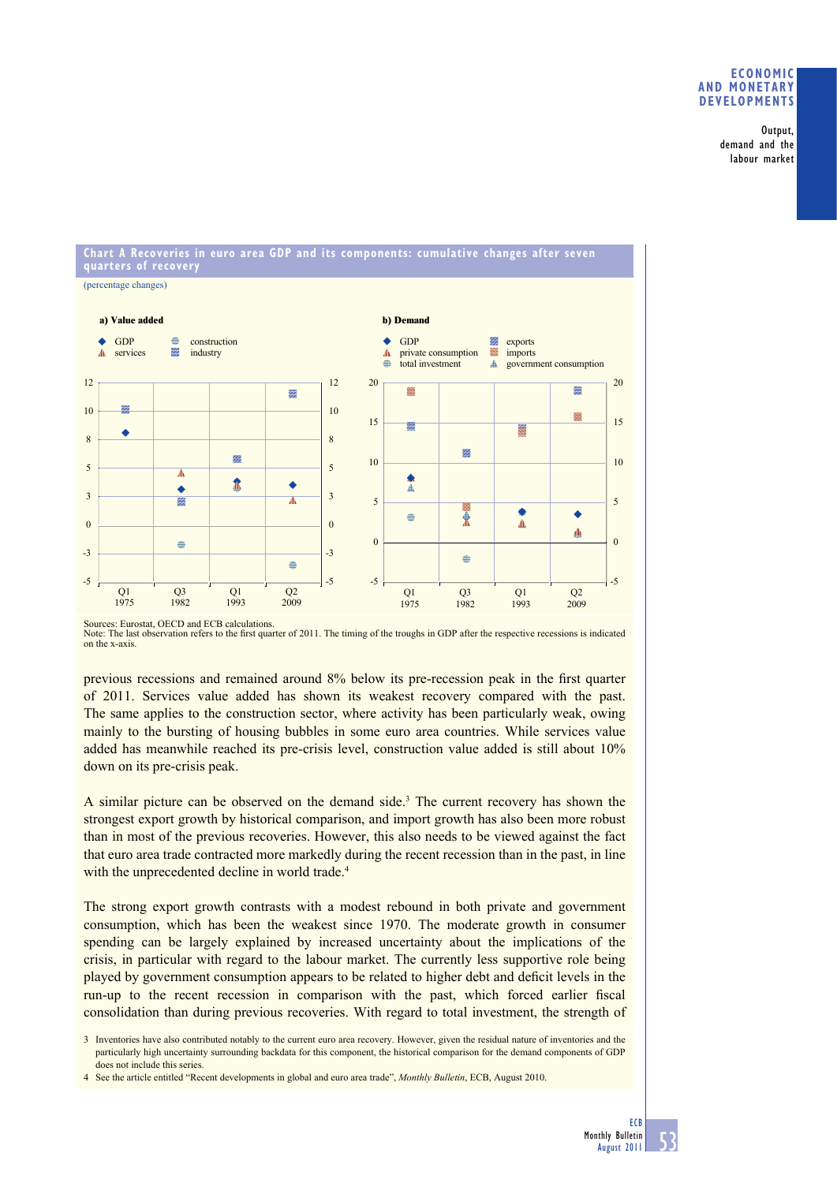**Chart A Recoveries in euro area GDP and its components: cumulative changes after seven quarters of recovery**

(percentage changes)

**a) Value added**

GDP; services; construction; industry

**b) Demand**

GDP; private consumption; total investment; exports; imports; government consumption

Sources: Eurostat, OECD and ECB calculations.
Note: The last observation refers to the first quarter of 2011. The timing of the troughs in GDP after the respective recessions is indicated on the x-axis.

previous recessions and remained around 8% below its pre-recession peak in the first quarter of 2011. Services value added has shown its weakest recovery compared with the past. The same applies to the construction sector, where activity has been particularly weak, owing mainly to the bursting of housing bubbles in some euro area countries. While services value added has meanwhile reached its pre-crisis level, construction value added is still about 10% down on its pre-crisis peak.

A similar picture can be observed on the demand side.[3] The current recovery has shown the strongest export growth by historical comparison, and import growth has also been more robust than in most of the previous recoveries. However, this also needs to be viewed against the fact that euro area trade contracted more markedly during the recent recession than in the past, in line with the unprecedented decline in world trade.[4]

The strong export growth contrasts with a modest rebound in both private and government consumption, which has been the weakest since 1970. The moderate growth in consumer spending can be largely explained by increased uncertainty about the implications of the crisis, in particular with regard to the labour market. The currently less supportive role being played by government consumption appears to be related to higher debt and deficit levels in the run-up to the recent recession in comparison with the past, which forced earlier fiscal consolidation than during previous recoveries. With regard to total investment, the strength of

3 Inventories have also contributed notably to the current euro area recovery. However, given the residual nature of inventories and the particularly high uncertainty surrounding backdata for this component, the historical comparison for the demand components of GDP does not include this series.

4 See the article entitled "Recent developments in global and euro area trade", *Monthly Bulletin*, ECB, August 2010.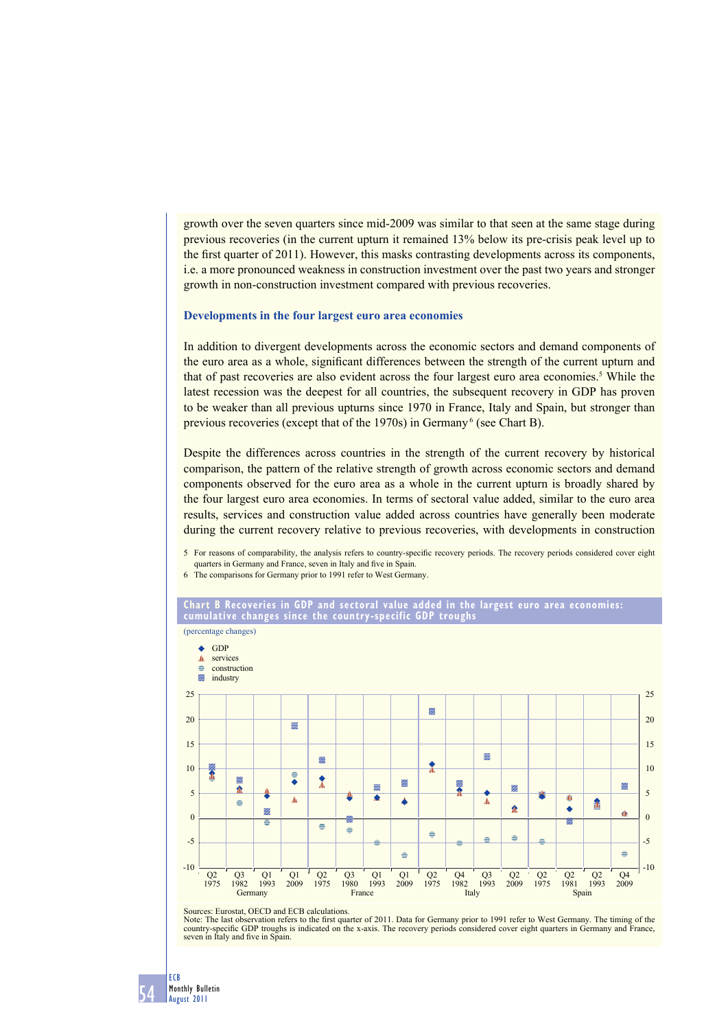growth over the seven quarters since mid-2009 was similar to that seen at the same stage during previous recoveries (in the current upturn it remained 13% below its pre-crisis peak level up to the first quarter of 2011). However, this masks contrasting developments across its components, i.e. a more pronounced weakness in construction investment over the past two years and stronger growth in non-construction investment compared with previous recoveries.

### Developments in the four largest euro area economies

In addition to divergent developments across the economic sectors and demand components of the euro area as a whole, significant differences between the strength of the current upturn and that of past recoveries are also evident across the four largest euro area economies.[5] While the latest recession was the deepest for all countries, the subsequent recovery in GDP has proven to be weaker than all previous upturns since 1970 in France, Italy and Spain, but stronger than previous recoveries (except that of the 1970s) in Germany[6] (see Chart B).

Despite the differences across countries in the strength of the current recovery by historical comparison, the pattern of the relative strength of growth across economic sectors and demand components observed for the euro area as a whole in the current upturn is broadly shared by the four largest euro area economies. In terms of sectoral value added, similar to the euro area results, services and construction value added across countries have generally been moderate during the current recovery relative to previous recoveries, with developments in construction

5 For reasons of comparability, the analysis refers to country-specific recovery periods. The recovery periods considered cover eight quarters in Germany and France, seven in Italy and five in Spain.

6 The comparisons for Germany prior to 1991 refer to West Germany.

**Chart B Recoveries in GDP and sectoral value added in the largest euro area economies: cumulative changes since the country-specific GDP troughs**

(percentage changes)

Sources: Eurostat, OECD and ECB calculations.
Note: The last observation refers to the first quarter of 2011. Data for Germany prior to 1991 refer to West Germany. The timing of the country-specific GDP troughs is indicated on the x-axis. The recovery periods considered cover eight quarters in Germany and France, seven in Italy and five in Spain.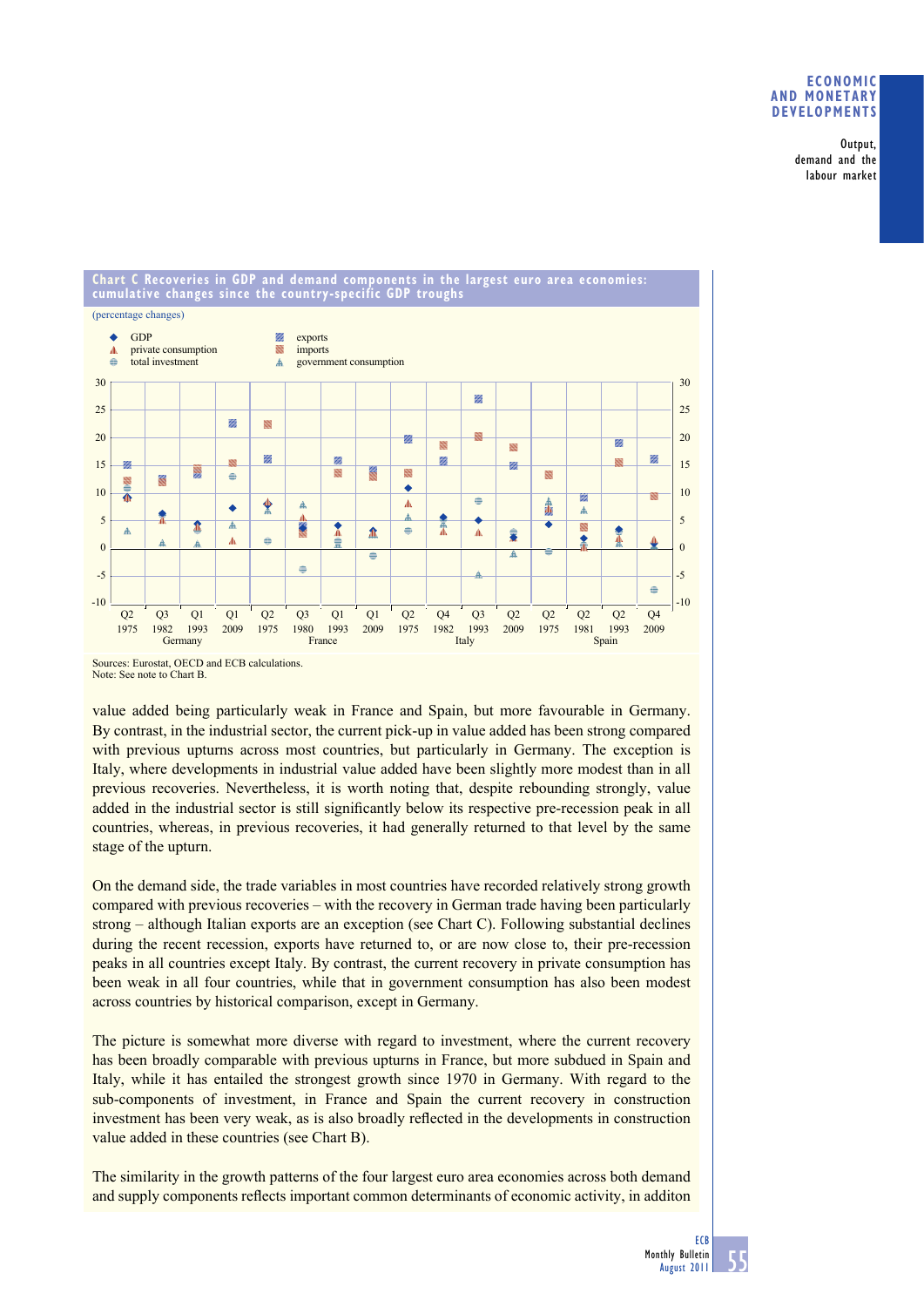**Chart C Recoveries in GDP and demand components in the largest euro area economies: cumulative changes since the country-specific GDP troughs**

(percentage changes)

Sources: Eurostat, OECD and ECB calculations.
Note: See note to Chart B.

value added being particularly weak in France and Spain, but more favourable in Germany. By contrast, in the industrial sector, the current pick-up in value added has been strong compared with previous upturns across most countries, but particularly in Germany. The exception is Italy, where developments in industrial value added have been slightly more modest than in all previous recoveries. Nevertheless, it is worth noting that, despite rebounding strongly, value added in the industrial sector is still significantly below its respective pre-recession peak in all countries, whereas, in previous recoveries, it had generally returned to that level by the same stage of the upturn.

On the demand side, the trade variables in most countries have recorded relatively strong growth compared with previous recoveries – with the recovery in German trade having been particularly strong – although Italian exports are an exception (see Chart C). Following substantial declines during the recent recession, exports have returned to, or are now close to, their pre-recession peaks in all countries except Italy. By contrast, the current recovery in private consumption has been weak in all four countries, while that in government consumption has also been modest across countries by historical comparison, except in Germany.

The picture is somewhat more diverse with regard to investment, where the current recovery has been broadly comparable with previous upturns in France, but more subdued in Spain and Italy, while it has entailed the strongest growth since 1970 in Germany. With regard to the sub-components of investment, in France and Spain the current recovery in construction investment has been very weak, as is also broadly reflected in the developments in construction value added in these countries (see Chart B).

The similarity in the growth patterns of the four largest euro area economies across both demand and supply components reflects important common determinants of economic activity, in additon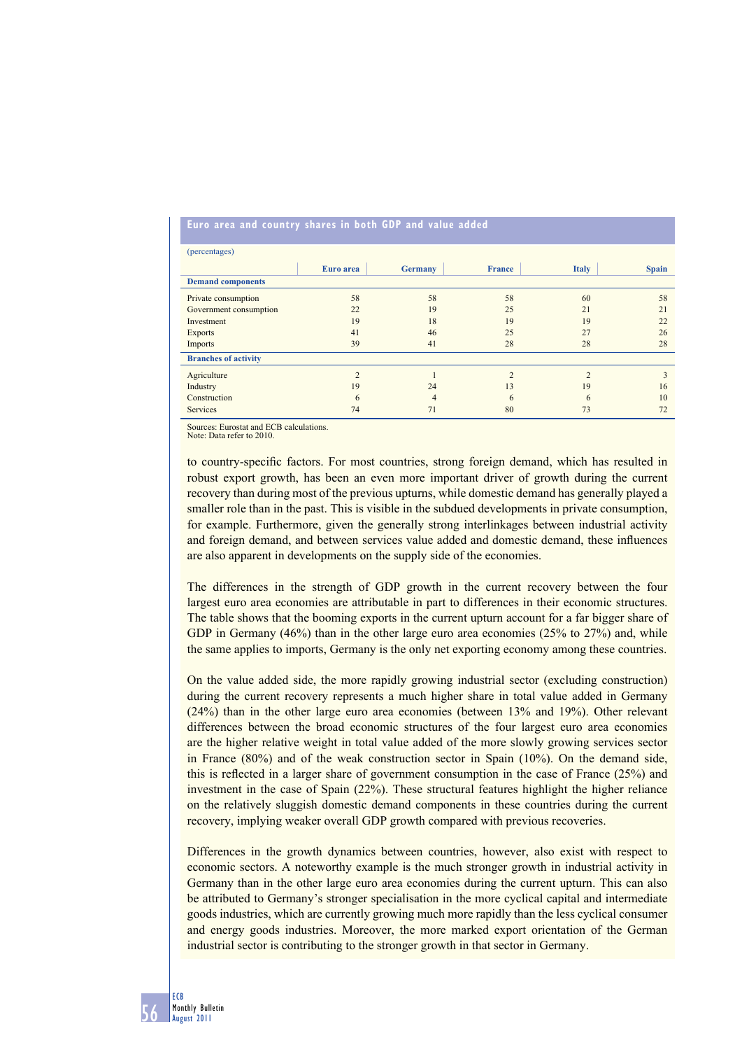**Euro area and country shares in both GDP and value added**

(percentages)

| | Euro area | Germany | France | Italy | Spain |
|---|---|---|---|---|---|
| **Demand components** | | | | | |
| Private consumption | 58 | 58 | 58 | 60 | 58 |
| Government consumption | 22 | 19 | 25 | 21 | 21 |
| Investment | 19 | 18 | 19 | 19 | 22 |
| Exports | 41 | 46 | 25 | 27 | 26 |
| Imports | 39 | 41 | 28 | 28 | 28 |
| **Branches of activity** | | | | | |
| Agriculture | 2 | 1 | 2 | 2 | 3 |
| Industry | 19 | 24 | 13 | 19 | 16 |
| Construction | 6 | 4 | 6 | 6 | 10 |
| Services | 74 | 71 | 80 | 73 | 72 |

Sources: Eurostat and ECB calculations.
Note: Data refer to 2010.

to country-specific factors. For most countries, strong foreign demand, which has resulted in robust export growth, has been an even more important driver of growth during the current recovery than during most of the previous upturns, while domestic demand has generally played a smaller role than in the past. This is visible in the subdued developments in private consumption, for example. Furthermore, given the generally strong interlinkages between industrial activity and foreign demand, and between services value added and domestic demand, these influences are also apparent in developments on the supply side of the economies.

The differences in the strength of GDP growth in the current recovery between the four largest euro area economies are attributable in part to differences in their economic structures. The table shows that the booming exports in the current upturn account for a far bigger share of GDP in Germany (46%) than in the other large euro area economies (25% to 27%) and, while the same applies to imports, Germany is the only net exporting economy among these countries.

On the value added side, the more rapidly growing industrial sector (excluding construction) during the current recovery represents a much higher share in total value added in Germany (24%) than in the other large euro area economies (between 13% and 19%). Other relevant differences between the broad economic structures of the four largest euro area economies are the higher relative weight in total value added of the more slowly growing services sector in France (80%) and of the weak construction sector in Spain (10%). On the demand side, this is reflected in a larger share of government consumption in the case of France (25%) and investment in the case of Spain (22%). These structural features highlight the higher reliance on the relatively sluggish domestic demand components in these countries during the current recovery, implying weaker overall GDP growth compared with previous recoveries.

Differences in the growth dynamics between countries, however, also exist with respect to economic sectors. A noteworthy example is the much stronger growth in industrial activity in Germany than in the other large euro area economies during the current upturn. This can also be attributed to Germany's stronger specialisation in the more cyclical capital and intermediate goods industries, which are currently growing much more rapidly than the less cyclical consumer and energy goods industries. Moreover, the more marked export orientation of the German industrial sector is contributing to the stronger growth in that sector in Germany.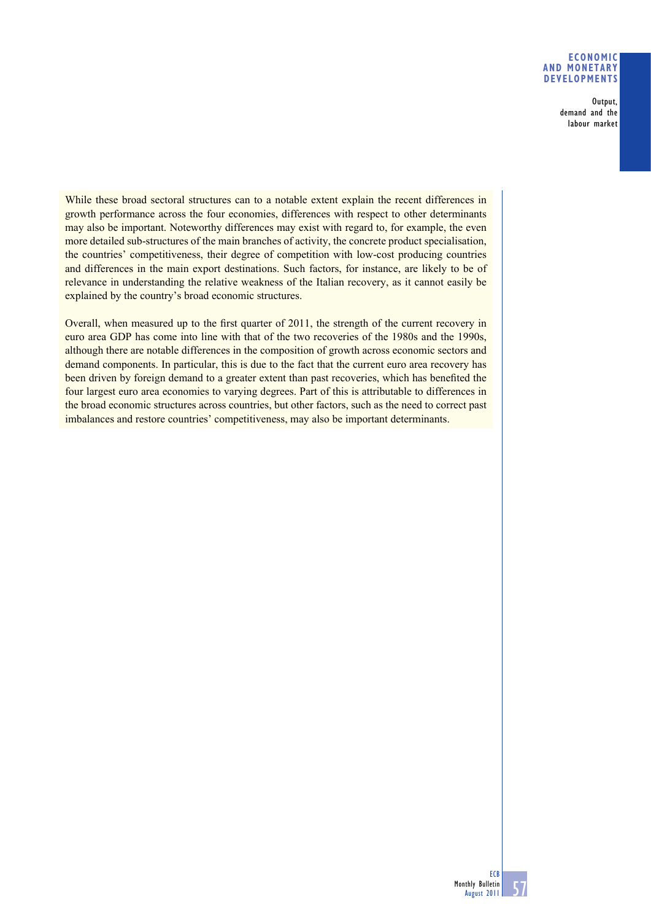While these broad sectoral structures can to a notable extent explain the recent differences in growth performance across the four economies, differences with respect to other determinants may also be important. Noteworthy differences may exist with regard to, for example, the even more detailed sub-structures of the main branches of activity, the concrete product specialisation, the countries' competitiveness, their degree of competition with low-cost producing countries and differences in the main export destinations. Such factors, for instance, are likely to be of relevance in understanding the relative weakness of the Italian recovery, as it cannot easily be explained by the country's broad economic structures.

Overall, when measured up to the first quarter of 2011, the strength of the current recovery in euro area GDP has come into line with that of the two recoveries of the 1980s and the 1990s, although there are notable differences in the composition of growth across economic sectors and demand components. In particular, this is due to the fact that the current euro area recovery has been driven by foreign demand to a greater extent than past recoveries, which has benefited the four largest euro area economies to varying degrees. Part of this is attributable to differences in the broad economic structures across countries, but other factors, such as the need to correct past imbalances and restore countries' competitiveness, may also be important determinants.